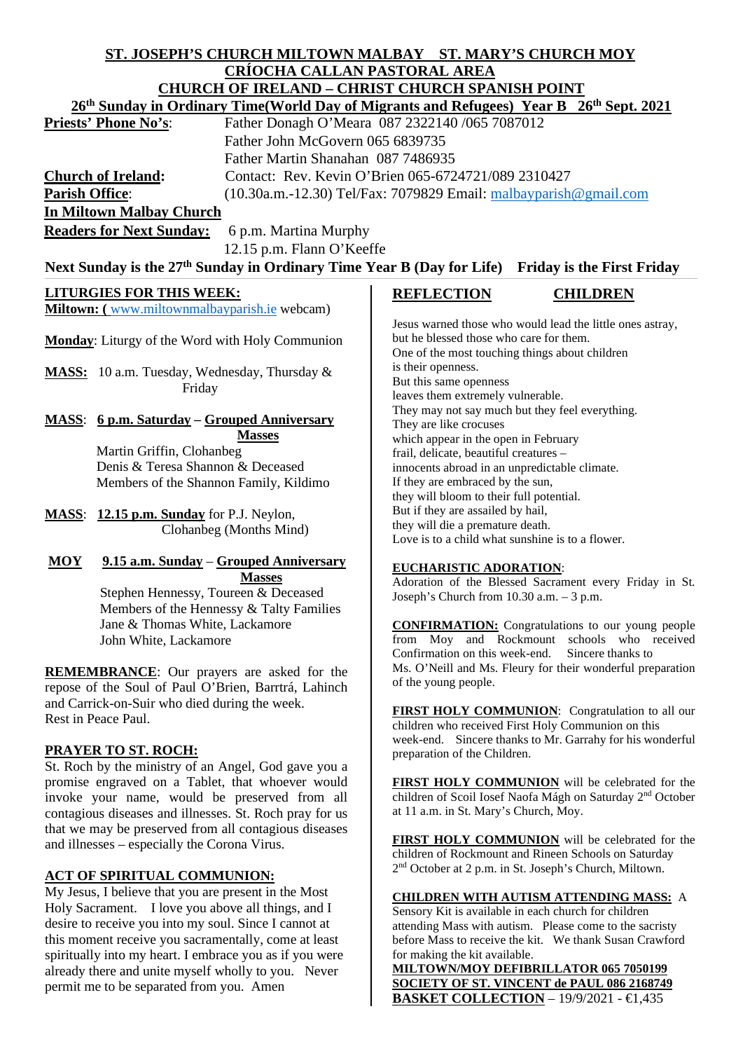# ST. JOSEPH'S CHURCH MILTOWN MALBAY ST. MARY'S CHURCH MOY

## CRÍOCHA CALLAN PASTORAL AREA

## CHURCH OF IRELAND – CHRIST CHURCH SPANISH POINT

**26th Sunday in Ordinary Time(World Day of Migrants and Refugees) Year B 26th Sept. 2021**

**Priests' Phone No's**: Father Donagh O'Meara 087 2322140 /065 7087012
Father John McGovern 065 6839735
Father Martin Shanahan 087 7486935

**Church of Ireland**: Contact: Rev. Kevin O'Brien 065-6724721/089 2310427

**Parish Office**: (10.30a.m.-12.30) Tel/Fax: 7079829 Email: malbayparish@gmail.com

**In Miltown Malbay Church**

**Readers for Next Sunday:** 6 p.m. Martina Murphy
12.15 p.m. Flann O'Keeffe

**Next Sunday is the 27th Sunday in Ordinary Time Year B (Day for Life) Friday is the First Friday**

**LITURGIES FOR THIS WEEK:**

**Miltown: (** www.miltownmalbayparish.ie webcam)

**Monday**: Liturgy of the Word with Holy Communion

**MASS:** 10 a.m. Tuesday, Wednesday, Thursday & Friday

**MASS**: **6 p.m. Saturday – Grouped Anniversary Masses**
Martin Griffin, Clohanbeg
Denis & Teresa Shannon & Deceased Members of the Shannon Family, Kildimo

**MASS**: **12.15 p.m. Sunday** for P.J. Neylon, Clohanbeg (Months Mind)

**MOY** **9.15 a.m. Sunday – Grouped Anniversary Masses**
Stephen Hennessy, Toureen & Deceased Members of the Hennessy & Talty Families
Jane & Thomas White, Lackamore
John White, Lackamore

**REMEMBRANCE**: Our prayers are asked for the repose of the Soul of Paul O'Brien, Barrtrá, Lahinch and Carrick-on-Suir who died during the week. Rest in Peace Paul.

**PRAYER TO ST. ROCH:**

St. Roch by the ministry of an Angel, God gave you a promise engraved on a Tablet, that whoever would invoke your name, would be preserved from all contagious diseases and illnesses. St. Roch pray for us that we may be preserved from all contagious diseases and illnesses – especially the Corona Virus.

**ACT OF SPIRITUAL COMMUNION:**

My Jesus, I believe that you are present in the Most Holy Sacrament. I love you above all things, and I desire to receive you into my soul. Since I cannot at this moment receive you sacramentally, come at least spiritually into my heart. I embrace you as if you were already there and unite myself wholly to you. Never permit me to be separated from you. Amen

**REFLECTION** **CHILDREN**

Jesus warned those who would lead the little ones astray,
but he blessed those who care for them.
One of the most touching things about children
is their openness.
But this same openness
leaves them extremely vulnerable.
They may not say much but they feel everything.
They are like crocuses
which appear in the open in February
frail, delicate, beautiful creatures –
innocents abroad in an unpredictable climate.
If they are embraced by the sun,
they will bloom to their full potential.
But if they are assailed by hail,
they will die a premature death.
Love is to a child what sunshine is to a flower.

**EUCHARISTIC ADORATION**:
Adoration of the Blessed Sacrament every Friday in St. Joseph's Church from 10.30 a.m. – 3 p.m.

**CONFIRMATION:** Congratulations to our young people from Moy and Rockmount schools who received Confirmation on this week-end. Sincere thanks to Ms. O'Neill and Ms. Fleury for their wonderful preparation of the young people.

**FIRST HOLY COMMUNION**: Congratulation to all our children who received First Holy Communion on this week-end. Sincere thanks to Mr. Garrahy for his wonderful preparation of the Children.

**FIRST HOLY COMMUNION** will be celebrated for the children of Scoil Iosef Naofa Mágh on Saturday 2nd October at 11 a.m. in St. Mary's Church, Moy.

**FIRST HOLY COMMUNION** will be celebrated for the children of Rockmount and Rineen Schools on Saturday 2nd October at 2 p.m. in St. Joseph's Church, Miltown.

**CHILDREN WITH AUTISM ATTENDING MASS:** A Sensory Kit is available in each church for children attending Mass with autism. Please come to the sacristy before Mass to receive the kit. We thank Susan Crawford for making the kit available.

**MILTOWN/MOY DEFIBRILLATOR 065 7050199**

**SOCIETY OF ST. VINCENT de PAUL 086 2168749**

**BASKET COLLECTION** – 19/9/2021 - €1,435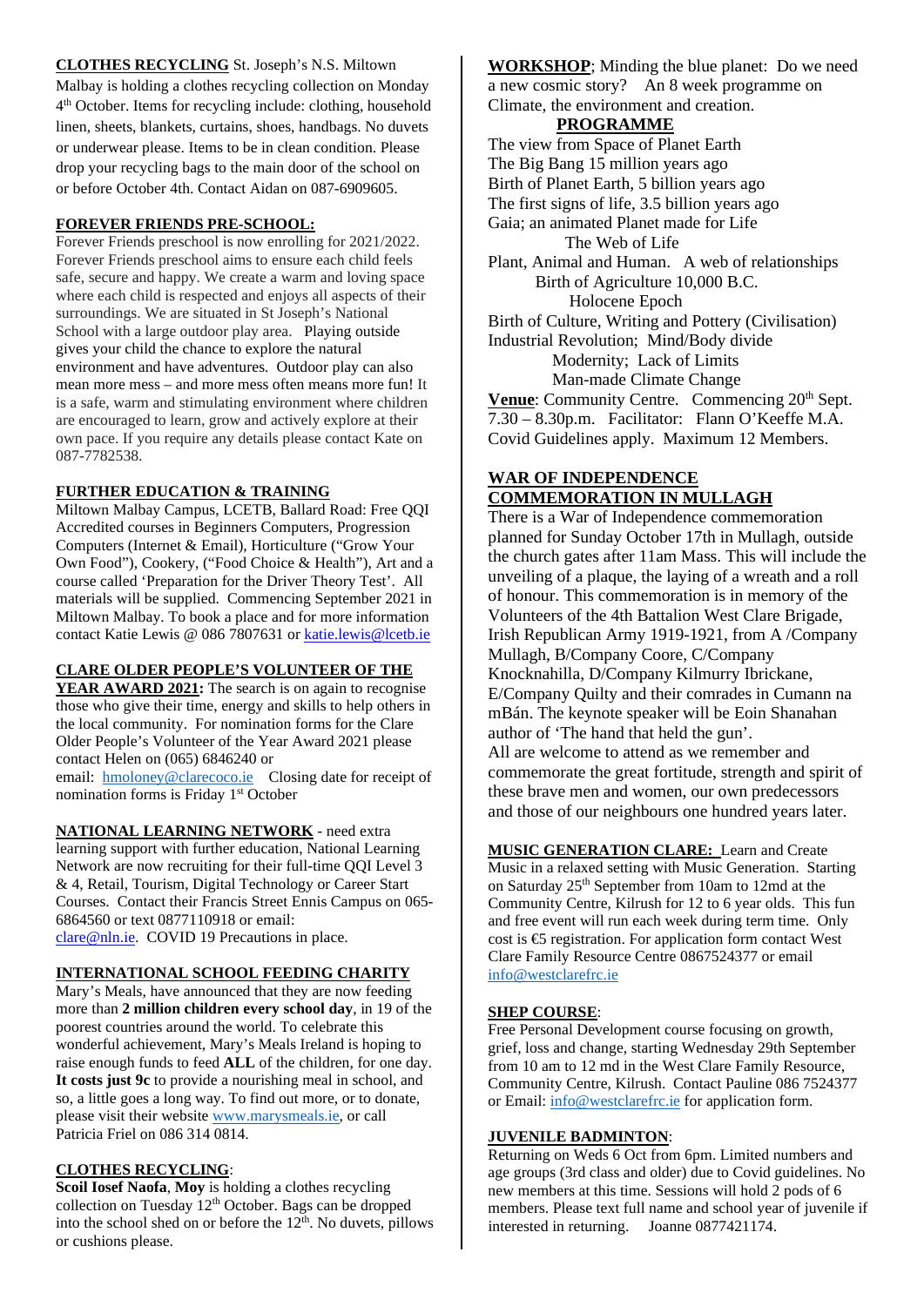**CLOTHES RECYCLING** St. Joseph's N.S. Miltown Malbay is holding a clothes recycling collection on Monday 4th October. Items for recycling include: clothing, household linen, sheets, blankets, curtains, shoes, handbags. No duvets or underwear please. Items to be in clean condition. Please drop your recycling bags to the main door of the school on or before October 4th. Contact Aidan on 087-6909605.

**FOREVER FRIENDS PRE-SCHOOL:**
Forever Friends preschool is now enrolling for 2021/2022. Forever Friends preschool aims to ensure each child feels safe, secure and happy. We create a warm and loving space where each child is respected and enjoys all aspects of their surroundings. We are situated in St Joseph's National School with a large outdoor play area. Playing outside gives your child the chance to explore the natural environment and have adventures. Outdoor play can also mean more mess – and more mess often means more fun! It is a safe, warm and stimulating environment where children are encouraged to learn, grow and actively explore at their own pace. If you require any details please contact Kate on 087-7782538.

**FURTHER EDUCATION & TRAINING**
Miltown Malbay Campus, LCETB, Ballard Road: Free QQI Accredited courses in Beginners Computers, Progression Computers (Internet & Email), Horticulture ("Grow Your Own Food"), Cookery, ("Food Choice & Health"), Art and a course called 'Preparation for the Driver Theory Test'. All materials will be supplied. Commencing September 2021 in Miltown Malbay. To book a place and for more information contact Katie Lewis @ 086 7807631 or katie.lewis@lcetb.ie

**CLARE OLDER PEOPLE'S VOLUNTEER OF THE YEAR AWARD 2021:** The search is on again to recognise those who give their time, energy and skills to help others in the local community. For nomination forms for the Clare Older People's Volunteer of the Year Award 2021 please contact Helen on (065) 6846240 or email: hmoloney@clarecoco.ie Closing date for receipt of nomination forms is Friday 1st October

**NATIONAL LEARNING NETWORK** - need extra learning support with further education, National Learning Network are now recruiting for their full-time QQI Level 3 & 4, Retail, Tourism, Digital Technology or Career Start Courses. Contact their Francis Street Ennis Campus on 065-6864560 or text 0877110918 or email: clare@nln.ie. COVID 19 Precautions in place.

**INTERNATIONAL SCHOOL FEEDING CHARITY**
Mary's Meals, have announced that they are now feeding more than **2 million children every school day**, in 19 of the poorest countries around the world. To celebrate this wonderful achievement, Mary's Meals Ireland is hoping to raise enough funds to feed **ALL** of the children, for one day. **It costs just 9c** to provide a nourishing meal in school, and so, a little goes a long way. To find out more, or to donate, please visit their website www.marysmeals.ie, or call Patricia Friel on 086 314 0814.

**CLOTHES RECYCLING**:
**Scoil Iosef Naofa**, **Moy** is holding a clothes recycling collection on Tuesday 12th October. Bags can be dropped into the school shed on or before the 12th. No duvets, pillows or cushions please.

**WORKSHOP**; Minding the blue planet: Do we need a new cosmic story? An 8 week programme on Climate, the environment and creation.

**PROGRAMME**

The view from Space of Planet Earth
The Big Bang 15 million years ago
Birth of Planet Earth, 5 billion years ago
The first signs of life, 3.5 billion years ago
Gaia; an animated Planet made for Life
The Web of Life
Plant, Animal and Human. A web of relationships
Birth of Agriculture 10,000 B.C.
Holocene Epoch
Birth of Culture, Writing and Pottery (Civilisation)
Industrial Revolution; Mind/Body divide
Modernity; Lack of Limits
Man-made Climate Change

**Venue**: Community Centre. Commencing 20th Sept. 7.30 – 8.30p.m. Facilitator: Flann O'Keeffe M.A. Covid Guidelines apply. Maximum 12 Members.

**WAR OF INDEPENDENCE COMMEMORATION IN MULLAGH**
There is a War of Independence commemoration planned for Sunday October 17th in Mullagh, outside the church gates after 11am Mass. This will include the unveiling of a plaque, the laying of a wreath and a roll of honour. This commemoration is in memory of the Volunteers of the 4th Battalion West Clare Brigade, Irish Republican Army 1919-1921, from A /Company Mullagh, B/Company Coore, C/Company Knocknahilla, D/Company Kilmurry Ibrickane, E/Company Quilty and their comrades in Cumann na mBán. The keynote speaker will be Eoin Shanahan author of 'The hand that held the gun'.
All are welcome to attend as we remember and commemorate the great fortitude, strength and spirit of these brave men and women, our own predecessors and those of our neighbours one hundred years later.

**MUSIC GENERATION CLARE:** Learn and Create Music in a relaxed setting with Music Generation. Starting on Saturday 25th September from 10am to 12md at the Community Centre, Kilrush for 12 to 6 year olds. This fun and free event will run each week during term time. Only cost is €5 registration. For application form contact West Clare Family Resource Centre 0867524377 or email info@westclarefrc.ie

**SHEP COURSE**:
Free Personal Development course focusing on growth, grief, loss and change, starting Wednesday 29th September from 10 am to 12 md in the West Clare Family Resource, Community Centre, Kilrush. Contact Pauline 086 7524377 or Email: info@westclarefrc.ie for application form.

**JUVENILE BADMINTON**:
Returning on Weds 6 Oct from 6pm. Limited numbers and age groups (3rd class and older) due to Covid guidelines. No new members at this time. Sessions will hold 2 pods of 6 members. Please text full name and school year of juvenile if interested in returning. Joanne 0877421174.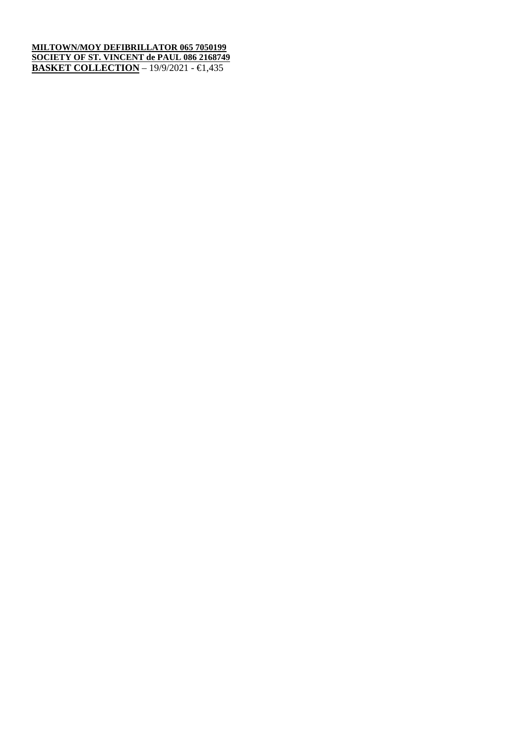**MILTOWN/MOY DEFIBRILLATOR 065 7050199**
**SOCIETY OF ST. VINCENT de PAUL 086 2168749**
**BASKET COLLECTION** – 19/9/2021 - €1,435